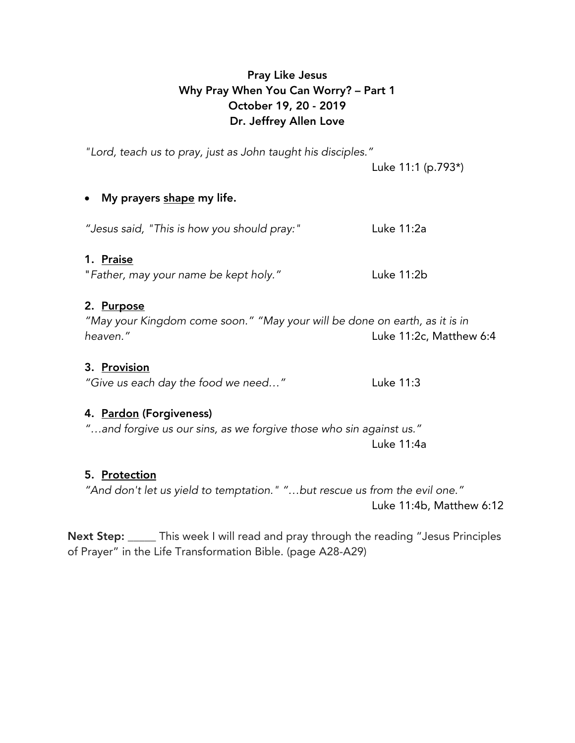**Pray Like Jesus**
**Why Pray When You Can Worry? – Part 1**
**October 19, 20 - 2019**
**Dr. Jeffrey Allen Love**

*"Lord, teach us to pray, just as John taught his disciples."*
Luke 11:1 (p.793*)

- **My prayers <u>shape</u> my life.**

*"Jesus said, "This is how you should pray:"* Luke 11:2a

1. **<u>Praise</u>**
*"Father, may your name be kept holy."* Luke 11:2b

2. **<u>Purpose</u>**
*"May your Kingdom come soon." "May your will be done on earth, as it is in heaven."* Luke 11:2c, Matthew 6:4

3. **<u>Provision</u>**
*"Give us each day the food we need…"* Luke 11:3

4. **<u>Pardon</u> (Forgiveness)**
*"…and forgive us our sins, as we forgive those who sin against us."*
Luke 11:4a

5. **<u>Protection</u>**
*"And don't let us yield to temptation." "…but rescue us from the evil one."*
Luke 11:4b, Matthew 6:12

**Next Step:** _____ This week I will read and pray through the reading "Jesus Principles of Prayer" in the Life Transformation Bible. (page A28-A29)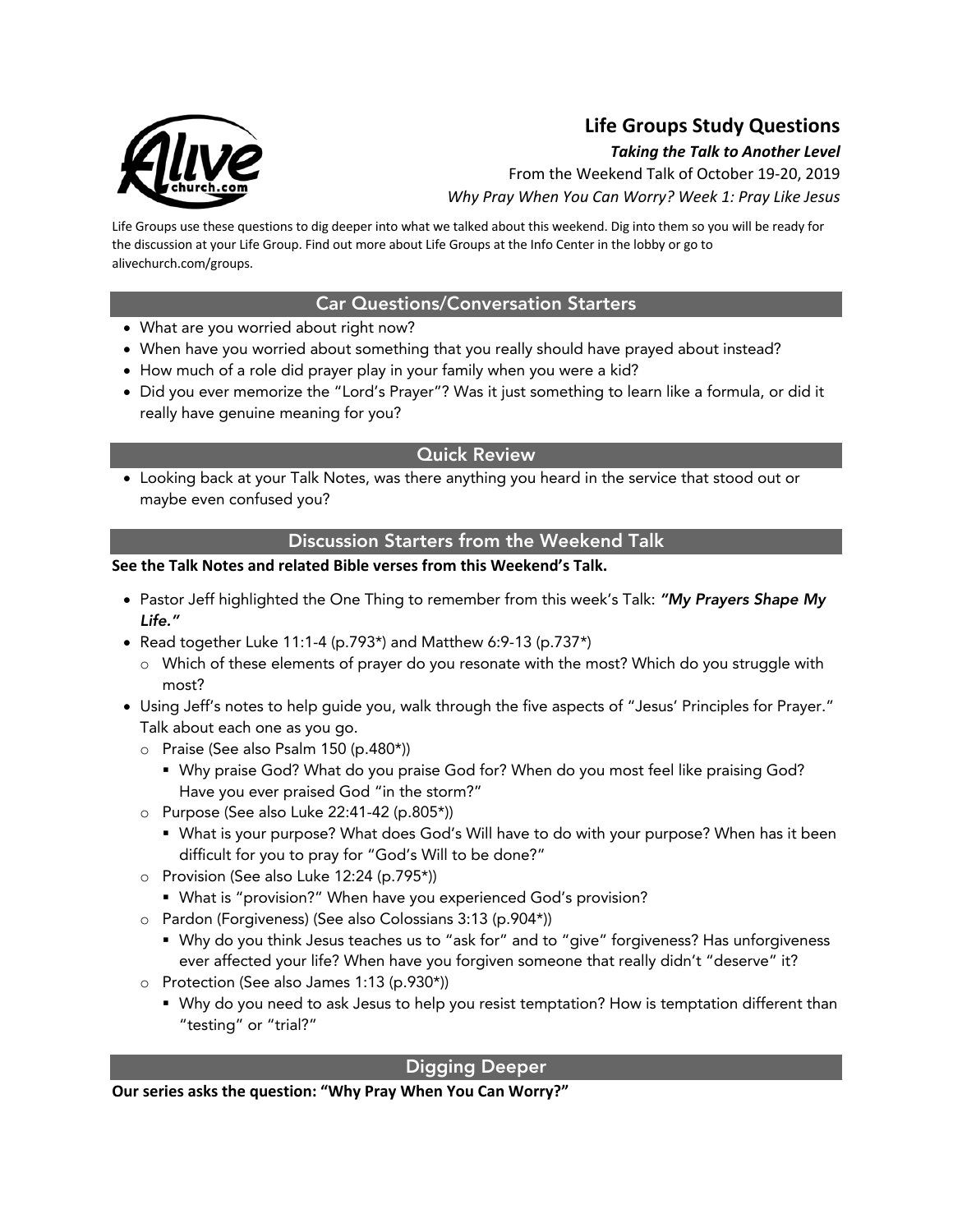# Life Groups Study Questions

***Taking the Talk to Another Level***

From the Weekend Talk of October 19-20, 2019

*Why Pray When You Can Worry? Week 1: Pray Like Jesus*

Life Groups use these questions to dig deeper into what we talked about this weekend. Dig into them so you will be ready for the discussion at your Life Group. Find out more about Life Groups at the Info Center in the lobby or go to alivechurch.com/groups.

## Car Questions/Conversation Starters

- What are you worried about right now?
- When have you worried about something that you really should have prayed about instead?
- How much of a role did prayer play in your family when you were a kid?
- Did you ever memorize the "Lord's Prayer"? Was it just something to learn like a formula, or did it really have genuine meaning for you?

## Quick Review

- Looking back at your Talk Notes, was there anything you heard in the service that stood out or maybe even confused you?

## Discussion Starters from the Weekend Talk

**See the Talk Notes and related Bible verses from this Weekend's Talk.**

- Pastor Jeff highlighted the One Thing to remember from this week's Talk: ***"My Prayers Shape My Life."***
- Read together Luke 11:1-4 (p.793*) and Matthew 6:9-13 (p.737*)
  - Which of these elements of prayer do you resonate with the most? Which do you struggle with most?
- Using Jeff's notes to help guide you, walk through the five aspects of "Jesus' Principles for Prayer." Talk about each one as you go.
  - Praise (See also Psalm 150 (p.480*))
    - Why praise God? What do you praise God for? When do you most feel like praising God? Have you ever praised God "in the storm?"
  - Purpose (See also Luke 22:41-42 (p.805*))
    - What is your purpose? What does God's Will have to do with your purpose? When has it been difficult for you to pray for "God's Will to be done?"
  - Provision (See also Luke 12:24 (p.795*))
    - What is "provision?" When have you experienced God's provision?
  - Pardon (Forgiveness) (See also Colossians 3:13 (p.904*))
    - Why do you think Jesus teaches us to "ask for" and to "give" forgiveness? Has unforgiveness ever affected your life? When have you forgiven someone that really didn't "deserve" it?
  - Protection (See also James 1:13 (p.930*))
    - Why do you need to ask Jesus to help you resist temptation? How is temptation different than "testing" or "trial?"

## Digging Deeper

**Our series asks the question: "Why Pray When You Can Worry?"**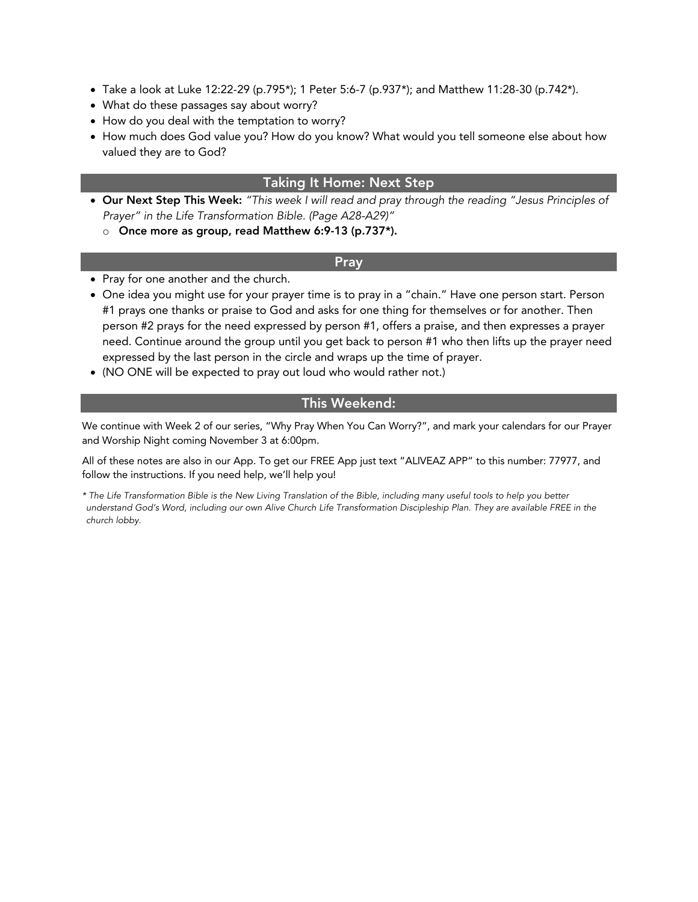- Take a look at Luke 12:22-29 (p.795*); 1 Peter 5:6-7 (p.937*); and Matthew 11:28-30 (p.742*).
- What do these passages say about worry?
- How do you deal with the temptation to worry?
- How much does God value you? How do you know? What would you tell someone else about how valued they are to God?

## Taking It Home: Next Step

- **Our Next Step This Week:** *"This week I will read and pray through the reading "Jesus Principles of Prayer" in the Life Transformation Bible. (Page A28-A29)"*
  - **Once more as group, read Matthew 6:9-13 (p.737*).**

## Pray

- Pray for one another and the church.
- One idea you might use for your prayer time is to pray in a "chain." Have one person start. Person #1 prays one thanks or praise to God and asks for one thing for themselves or for another. Then person #2 prays for the need expressed by person #1, offers a praise, and then expresses a prayer need. Continue around the group until you get back to person #1 who then lifts up the prayer need expressed by the last person in the circle and wraps up the time of prayer.
- (NO ONE will be expected to pray out loud who would rather not.)

## This Weekend:

We continue with Week 2 of our series, "Why Pray When You Can Worry?", and mark your calendars for our Prayer and Worship Night coming November 3 at 6:00pm.

All of these notes are also in our App. To get our FREE App just text "ALIVEAZ APP" to this number: 77977, and follow the instructions. If you need help, we'll help you!

*\* The Life Transformation Bible is the New Living Translation of the Bible, including many useful tools to help you better understand God's Word, including our own Alive Church Life Transformation Discipleship Plan. They are available FREE in the church lobby.*